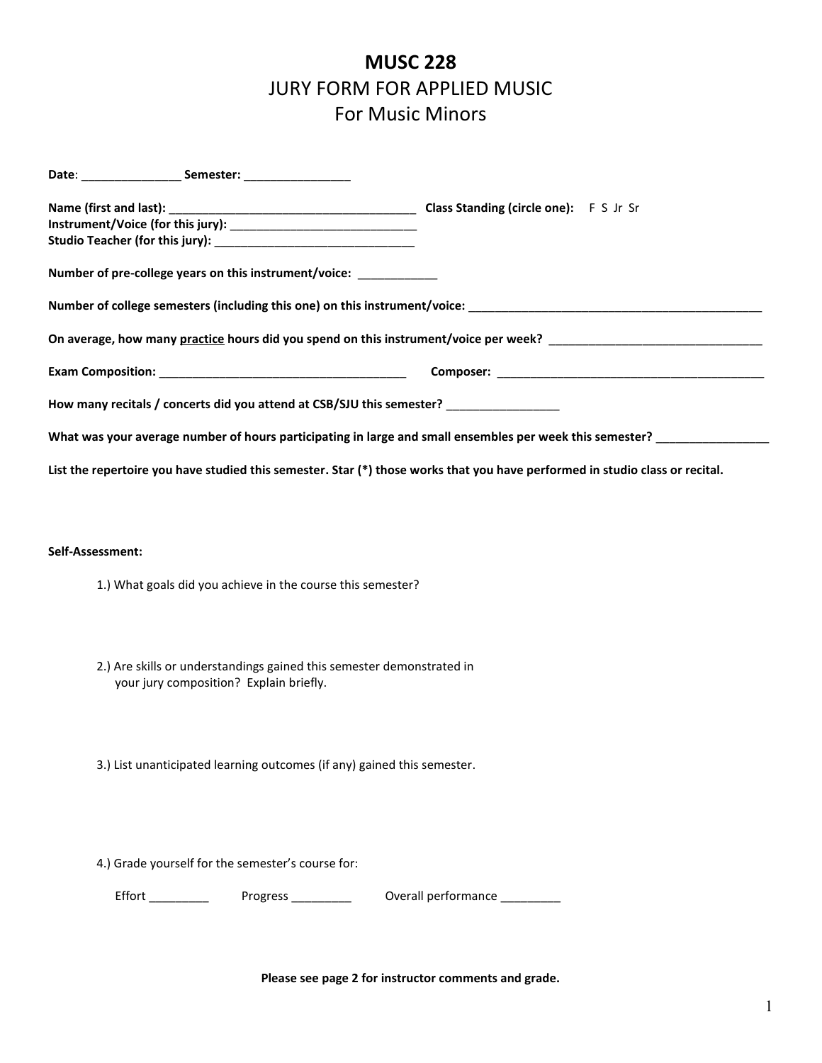# MUSC 228

## JURY FORM FOR APPLIED MUSIC

## For Music Minors

**Date**: _______________ **Semester:** ________________

**Name (first and last):** ______________________________________ **Class Standing (circle one):** F S Jr Sr

**Instrument/Voice (for this jury):** _____________________________

**Studio Teacher (for this jury):** _______________________________

**Number of pre-college years on this instrument/voice:** ____________

**Number of college semesters (including this one) on this instrument/voice:** _______________________________________________

**On average, how many practice hours did you spend on this instrument/voice per week?** _________________________________

**Exam Composition:** ______________________________________ **Composer:** __________________________________________

**How many recitals / concerts did you attend at CSB/SJU this semester?** _________________

**What was your average number of hours participating in large and small ensembles per week this semester?** _________________

**List the repertoire you have studied this semester. Star (*) those works that you have performed in studio class or recital.**

**Self-Assessment:**

1.) What goals did you achieve in the course this semester?

2.) Are skills or understandings gained this semester demonstrated in your jury composition? Explain briefly.

3.) List unanticipated learning outcomes (if any) gained this semester.

4.) Grade yourself for the semester's course for:

Effort _________ Progress _________ Overall performance _________

**Please see page 2 for instructor comments and grade.**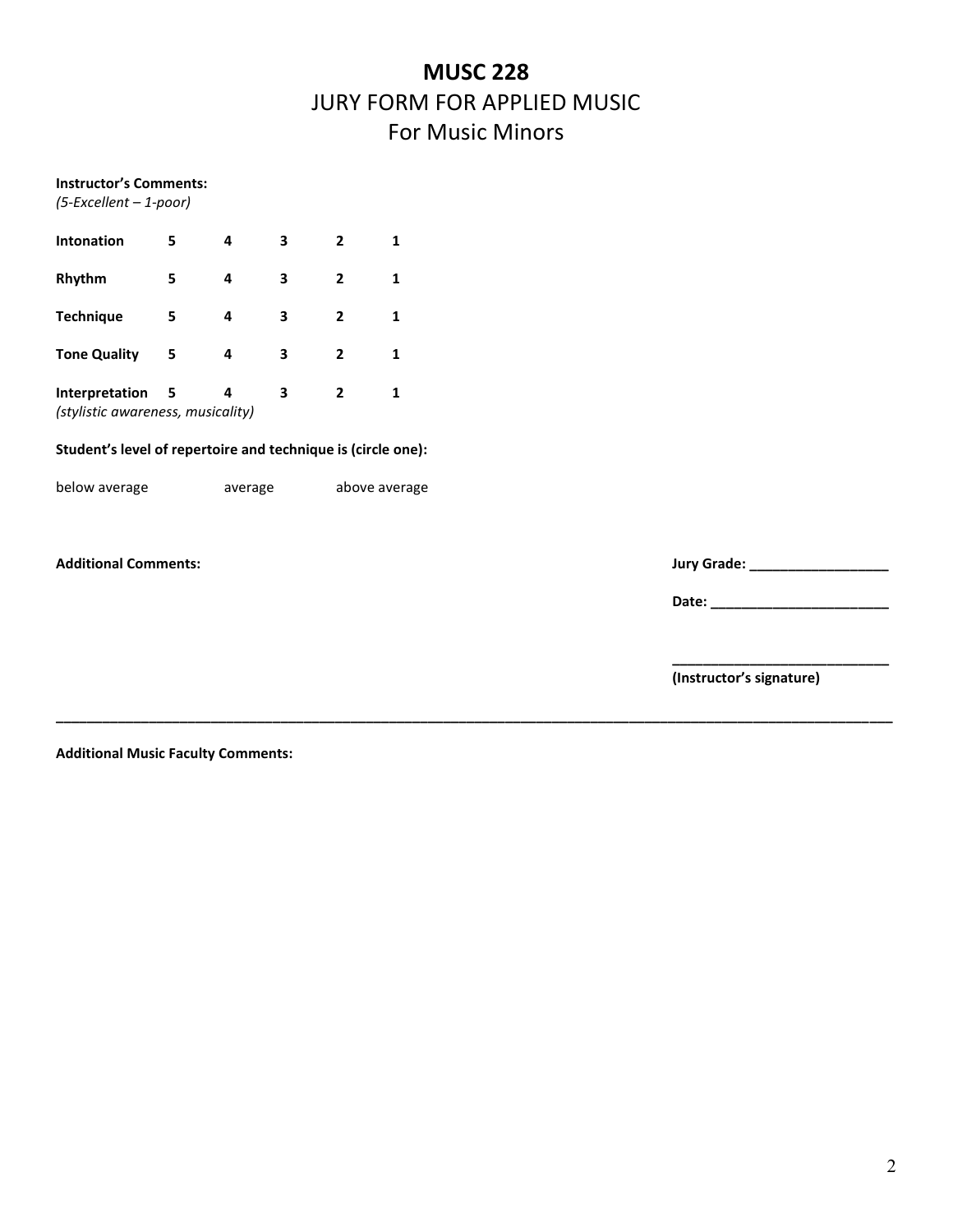# MUSC 228

## JURY FORM FOR APPLIED MUSIC
## For Music Minors

**Instructor's Comments:**
*(5-Excellent – 1-poor)*

| | | | | | |
|---|---|---|---|---|---|
| **Intonation** | **5** | **4** | **3** | **2** | **1** |
| **Rhythm** | **5** | **4** | **3** | **2** | **1** |
| **Technique** | **5** | **4** | **3** | **2** | **1** |
| **Tone Quality** | **5** | **4** | **3** | **2** | **1** |
| **Interpretation** *(stylistic awareness, musicality)* | **5** | **4** | **3** | **2** | **1** |

**Student's level of repertoire and technique is (circle one):**

below average    average    above average

**Additional Comments:**

**Jury Grade: __________________**

**Date: _______________________**

**____________________________**
**(Instructor's signature)**

---

**Additional Music Faculty Comments:**